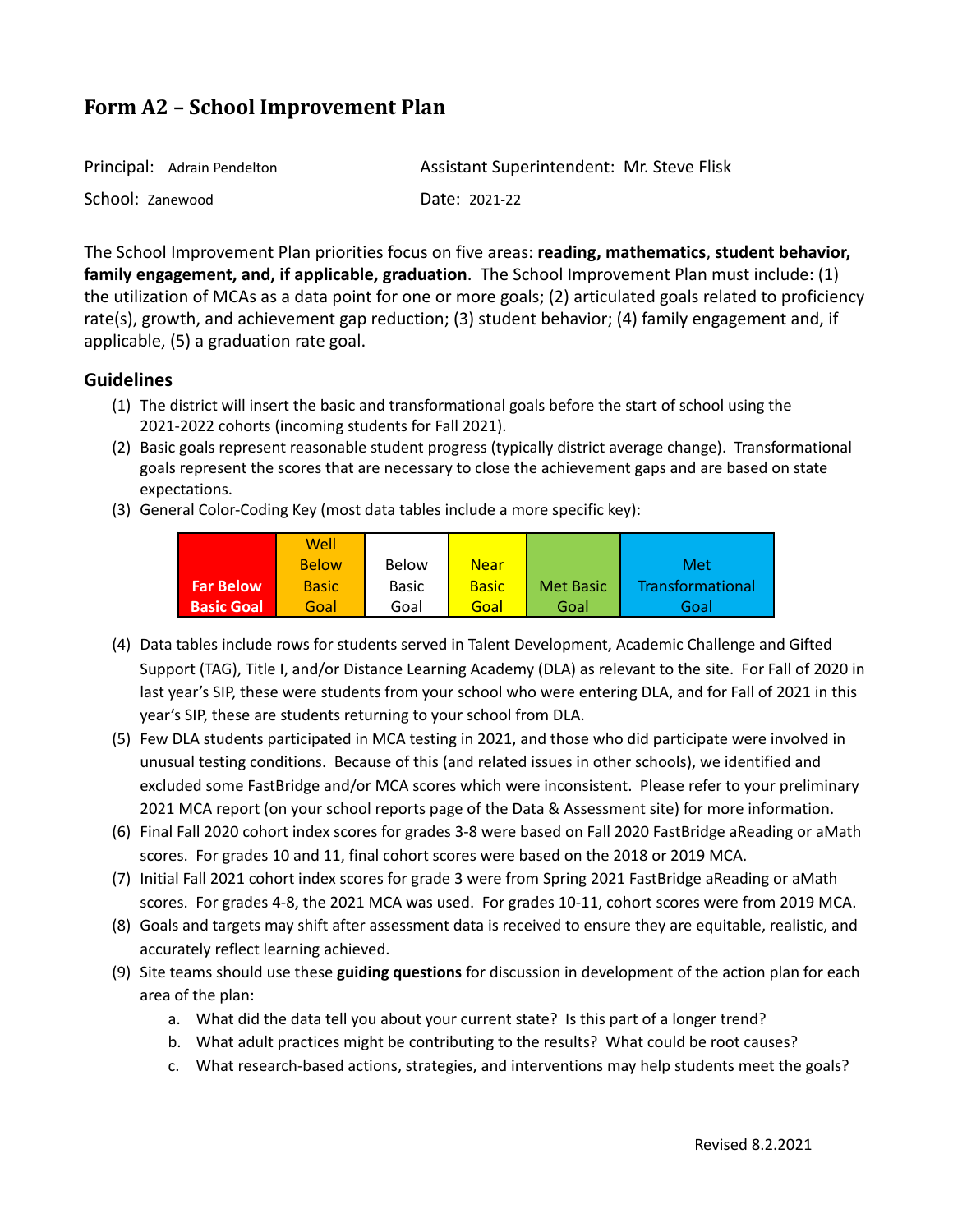# Form A2 – School Improvement Plan

Principal: Adrain Pendelton

Assistant Superintendent: Mr. Steve Flisk

School: Zanewood

Date: 2021-22

The School Improvement Plan priorities focus on five areas: **reading, mathematics**, **student behavior, family engagement, and, if applicable, graduation**. The School Improvement Plan must include: (1) the utilization of MCAs as a data point for one or more goals; (2) articulated goals related to proficiency rate(s), growth, and achievement gap reduction; (3) student behavior; (4) family engagement and, if applicable, (5) a graduation rate goal.

## Guidelines

(1) The district will insert the basic and transformational goals before the start of school using the 2021-2022 cohorts (incoming students for Fall 2021).

(2) Basic goals represent reasonable student progress (typically district average change). Transformational goals represent the scores that are necessary to close the achievement gaps and are based on state expectations.

(3) General Color-Coding Key (most data tables include a more specific key):

| Far Below Basic Goal | Well Below Basic Goal | Below Basic Goal | Near Basic Goal | Met Basic Goal | Met Transformational Goal |
|---|---|---|---|---|---|

(4) Data tables include rows for students served in Talent Development, Academic Challenge and Gifted Support (TAG), Title I, and/or Distance Learning Academy (DLA) as relevant to the site. For Fall of 2020 in last year's SIP, these were students from your school who were entering DLA, and for Fall of 2021 in this year's SIP, these are students returning to your school from DLA.

(5) Few DLA students participated in MCA testing in 2021, and those who did participate were involved in unusual testing conditions. Because of this (and related issues in other schools), we identified and excluded some FastBridge and/or MCA scores which were inconsistent. Please refer to your preliminary 2021 MCA report (on your school reports page of the Data & Assessment site) for more information.

(6) Final Fall 2020 cohort index scores for grades 3-8 were based on Fall 2020 FastBridge aReading or aMath scores. For grades 10 and 11, final cohort scores were based on the 2018 or 2019 MCA.

(7) Initial Fall 2021 cohort index scores for grade 3 were from Spring 2021 FastBridge aReading or aMath scores. For grades 4-8, the 2021 MCA was used. For grades 10-11, cohort scores were from 2019 MCA.

(8) Goals and targets may shift after assessment data is received to ensure they are equitable, realistic, and accurately reflect learning achieved.

(9) Site teams should use these **guiding questions** for discussion in development of the action plan for each area of the plan:

   a. What did the data tell you about your current state? Is this part of a longer trend?

   b. What adult practices might be contributing to the results? What could be root causes?

   c. What research-based actions, strategies, and interventions may help students meet the goals?

Revised 8.2.2021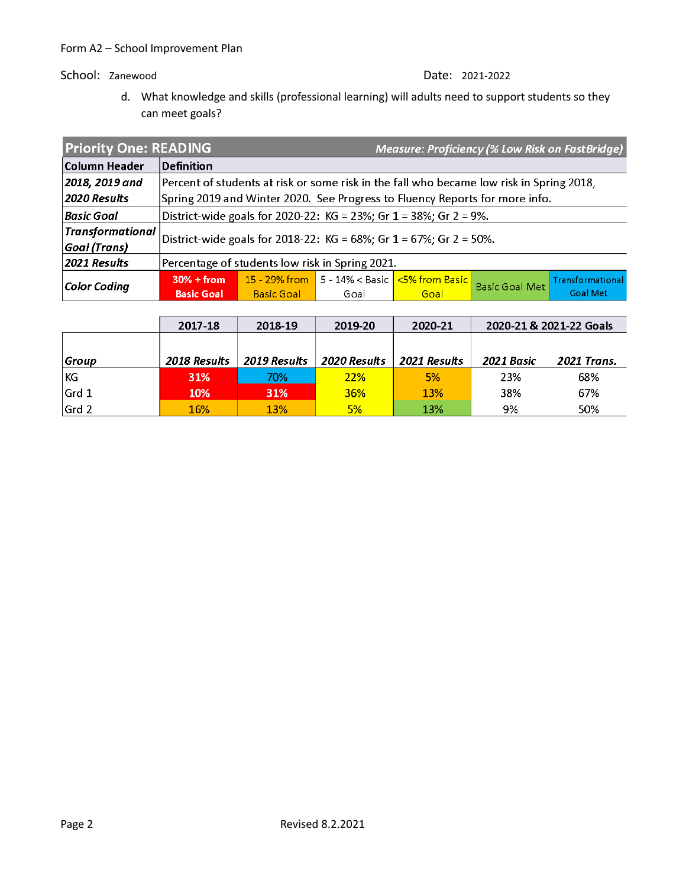Form A2 – School Improvement Plan

School: Zanewood Date: 2021-2022

d. What knowledge and skills (professional learning) will adults need to support students so they can meet goals?

| **Priority One: READING** | *Measure: Proficiency (% Low Risk on FastBridge)* | | | | | |
|---|---|---|---|---|---|---|
| **Column Header** | **Definition** | | | | | |
| ***2018, 2019 and 2020 Results*** | Percent of students at risk or some risk in the fall who became low risk in Spring 2018, Spring 2019 and Winter 2020. See Progress to Fluency Reports for more info. | | | | | |
| ***Basic Goal*** | District-wide goals for 2020-22: KG = 23%; Gr 1 = 38%; Gr 2 = 9%. | | | | | |
| ***Transformational Goal (Trans)*** | District-wide goals for 2018-22: KG = 68%; Gr 1 = 67%; Gr 2 = 50%. | | | | | |
| ***2021 Results*** | Percentage of students low risk in Spring 2021. | | | | | |
| ***Color Coding*** | 30% + from Basic Goal | 15 - 29% from Basic Goal | 5 - 14% < Basic Goal | <5% from Basic Goal | Basic Goal Met | Transformational Goal Met |

| | 2017-18 | 2018-19 | 2019-20 | 2020-21 | 2020-21 & 2021-22 Goals | |
|---|---|---|---|---|---|---|
| ***Group*** | ***2018 Results*** | ***2019 Results*** | ***2020 Results*** | ***2021 Results*** | ***2021 Basic*** | ***2021 Trans.*** |
| KG | 31% | 70% | 22% | 5% | 23% | 68% |
| Grd 1 | 10% | 31% | 36% | 13% | 38% | 67% |
| Grd 2 | 16% | 13% | 5% | 13% | 9% | 50% |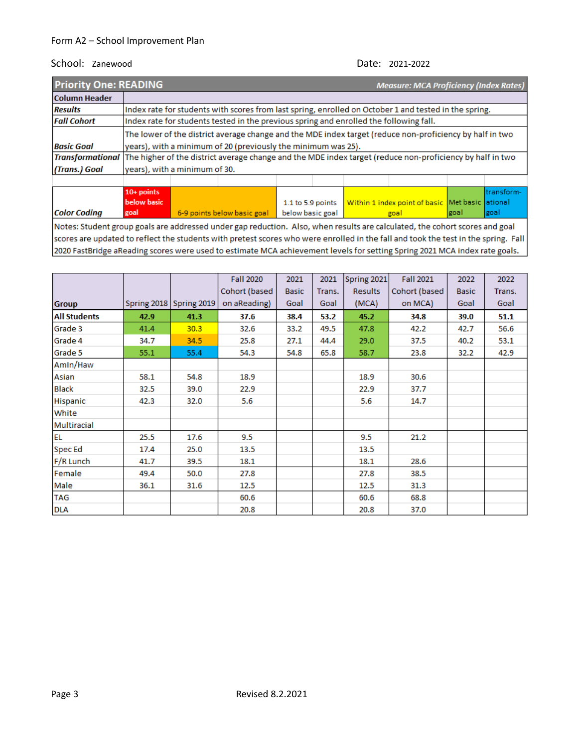Form A2 – School Improvement Plan

School: Zanewood

Date: 2021-2022

| Priority One: READING | Measure: MCA Proficiency (Index Rates) |
|---|---|
| **Column Header** | |
| ***Results*** | Index rate for students with scores from last spring, enrolled on October 1 and tested in the spring. |
| ***Fall Cohort*** | Index rate for students tested in the previous spring and enrolled the following fall. |
| ***Basic Goal*** | The lower of the district average change and the MDE index target (reduce non-proficiency by half in two years), with a minimum of 20 (previously the minimum was 25). |
| ***Transformational (Trans.) Goal*** | The higher of the district average change and the MDE index target (reduce non-proficiency by half in two years), with a minimum of 30. |
| ***Color Coding*** | 10+ points below basic goal; 6-9 points below basic goal; 1.1 to 5.9 points below basic goal; Within 1 index point of basic goal; Met basic goal; transformational goal |

Notes: Student group goals are addressed under gap reduction. Also, when results are calculated, the cohort scores and goal scores are updated to reflect the students with pretest scores who were enrolled in the fall and took the test in the spring. Fall 2020 FastBridge aReading scores were used to estimate MCA achievement levels for setting Spring 2021 MCA index rate goals.

| Group | Spring 2018 | Spring 2019 | Fall 2020 Cohort (based on aReading) | 2021 Basic Goal | 2021 Trans. Goal | Spring 2021 Results (MCA) | Fall 2021 Cohort (based on MCA) | 2022 Basic Goal | 2022 Trans. Goal |
|---|---|---|---|---|---|---|---|---|---|
| **All Students** | **42.9** | **41.3** | **37.6** | **38.4** | **53.2** | **45.2** | **34.8** | **39.0** | **51.1** |
| Grade 3 | 41.4 | 30.3 | 32.6 | 33.2 | 49.5 | 47.8 | 42.2 | 42.7 | 56.6 |
| Grade 4 | 34.7 | 34.5 | 25.8 | 27.1 | 44.4 | 29.0 | 37.5 | 40.2 | 53.1 |
| Grade 5 | 55.1 | 55.4 | 54.3 | 54.8 | 65.8 | 58.7 | 23.8 | 32.2 | 42.9 |
| AmIn/Haw | | | | | | | | | |
| Asian | 58.1 | 54.8 | 18.9 | | | 18.9 | 30.6 | | |
| Black | 32.5 | 39.0 | 22.9 | | | 22.9 | 37.7 | | |
| Hispanic | 42.3 | 32.0 | 5.6 | | | 5.6 | 14.7 | | |
| White | | | | | | | | | |
| Multiracial | | | | | | | | | |
| EL | 25.5 | 17.6 | 9.5 | | | 9.5 | 21.2 | | |
| Spec Ed | 17.4 | 25.0 | 13.5 | | | 13.5 | | | |
| F/R Lunch | 41.7 | 39.5 | 18.1 | | | 18.1 | 28.6 | | |
| Female | 49.4 | 50.0 | 27.8 | | | 27.8 | 38.5 | | |
| Male | 36.1 | 31.6 | 12.5 | | | 12.5 | 31.3 | | |
| TAG | | | 60.6 | | | 60.6 | 68.8 | | |
| DLA | | | 20.8 | | | 20.8 | 37.0 | | |

Revised 8.2.2021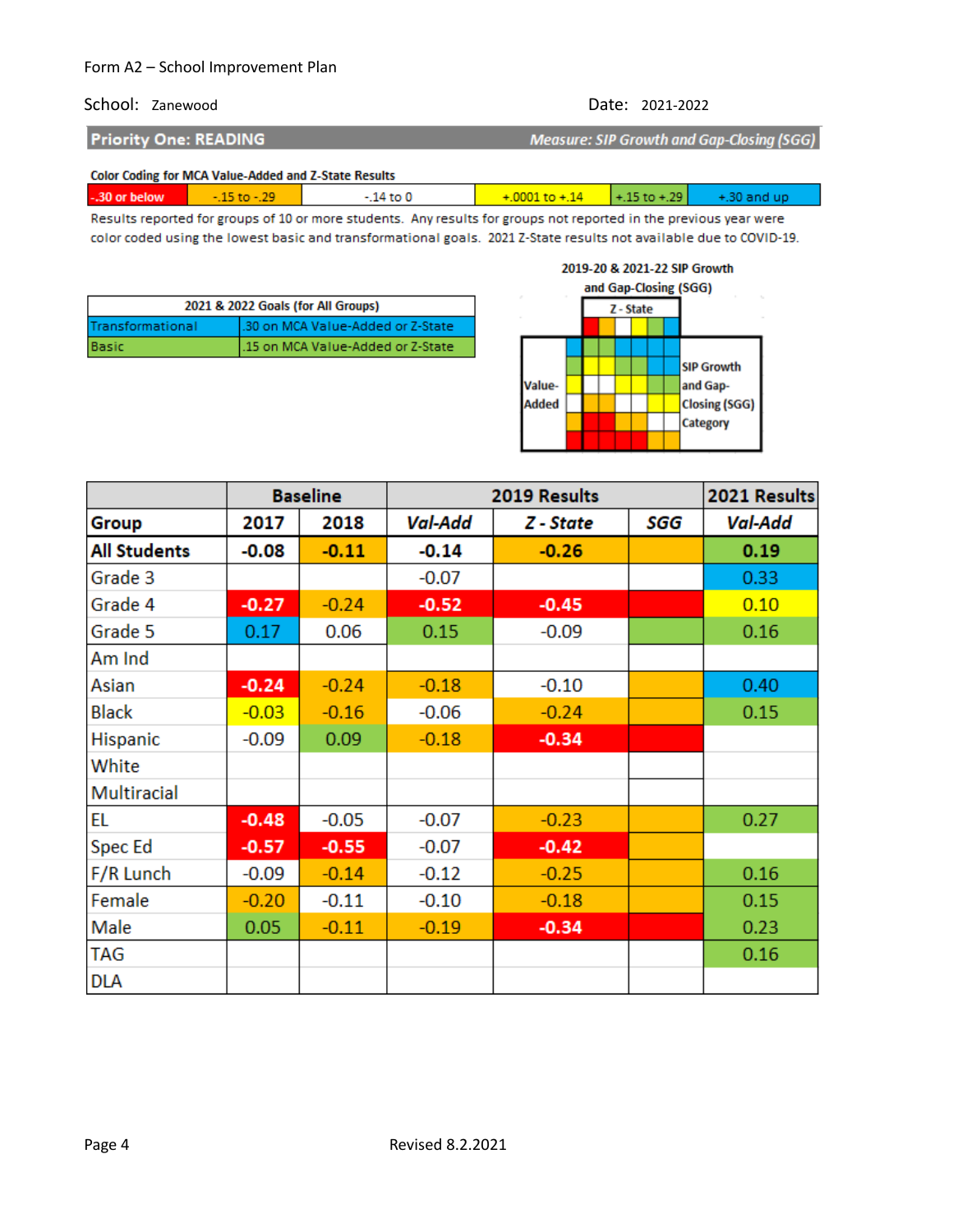Form A2 – School Improvement Plan

School: Zanewood

Date: 2021-2022

## Priority One: READING

*Measure: SIP Growth and Gap-Closing (SGG)*

**Color Coding for MCA Value-Added and Z-State Results**

| -.30 or below | -.15 to -.29 | -.14 to 0 | +.0001 to +.14 | +.15 to +.29 | +.30 and up |
|---|---|---|---|---|---|

Results reported for groups of 10 or more students. Any results for groups not reported in the previous year were color coded using the lowest basic and transformational goals. 2021 Z-State results not available due to COVID-19.

| 2021 & 2022 Goals (for All Groups) | |
|---|---|
| Transformational | .30 on MCA Value-Added or Z-State |
| Basic | .15 on MCA Value-Added or Z-State |

2019-20 & 2021-22 SIP Growth and Gap-Closing (SGG)

Z - State

Value-Added

SIP Growth and Gap-Closing (SGG) Category

| | Baseline | | 2019 Results | | | 2021 Results |
|---|---|---|---|---|---|---|
| **Group** | **2017** | **2018** | ***Val-Add*** | ***Z - State*** | ***SGG*** | ***Val-Add*** |
| **All Students** | **-0.08** | **-0.11** | **-0.14** | **-0.26** | | **0.19** |
| Grade 3 | | | -0.07 | | | 0.33 |
| Grade 4 | -0.27 | -0.24 | -0.52 | -0.45 | | 0.10 |
| Grade 5 | 0.17 | 0.06 | 0.15 | -0.09 | | 0.16 |
| Am Ind | | | | | | |
| Asian | -0.24 | -0.24 | -0.18 | -0.10 | | 0.40 |
| Black | -0.03 | -0.16 | -0.06 | -0.24 | | 0.15 |
| Hispanic | -0.09 | 0.09 | -0.18 | -0.34 | | |
| White | | | | | | |
| Multiracial | | | | | | |
| EL | -0.48 | -0.05 | -0.07 | -0.23 | | 0.27 |
| Spec Ed | -0.57 | -0.55 | -0.07 | -0.42 | | |
| F/R Lunch | -0.09 | -0.14 | -0.12 | -0.25 | | 0.16 |
| Female | -0.20 | -0.11 | -0.10 | -0.18 | | 0.15 |
| Male | 0.05 | -0.11 | -0.19 | -0.34 | | 0.23 |
| TAG | | | | | | 0.16 |
| DLA | | | | | | |

Revised 8.2.2021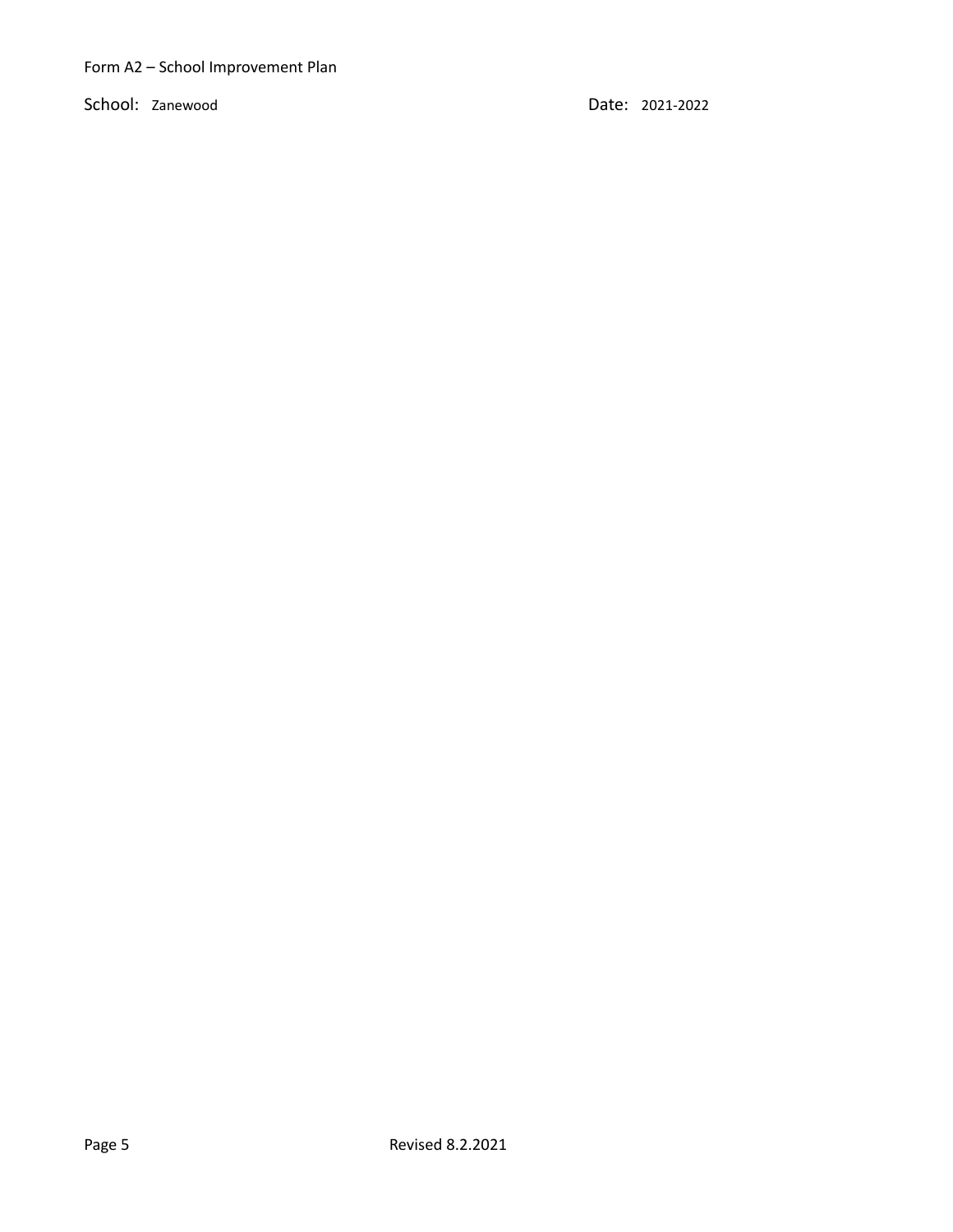Form A2 – School Improvement Plan

School: Zanewood

Date: 2021-2022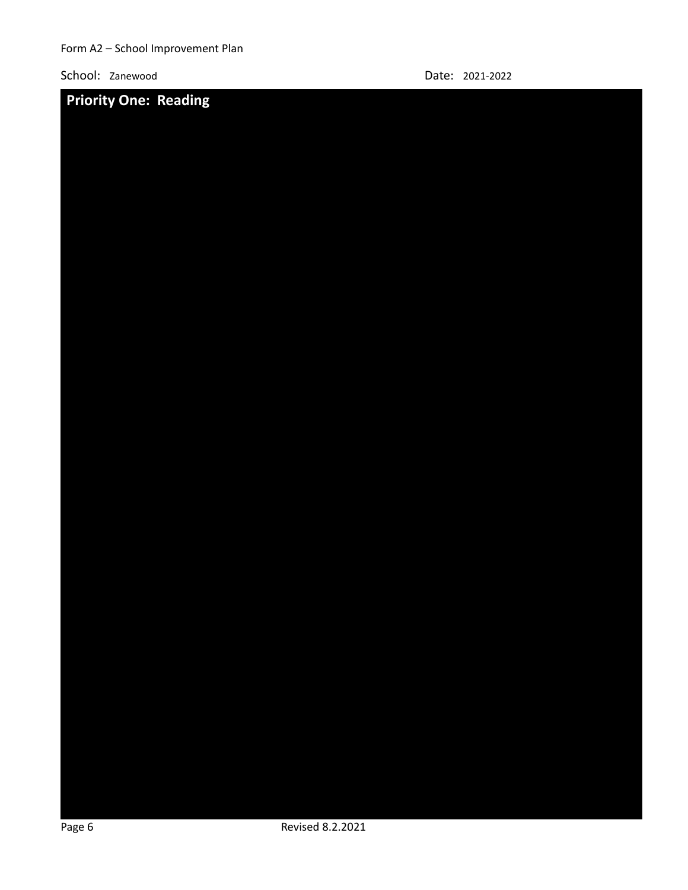Form A2 – School Improvement Plan

School: Zanewood

Date: 2021-2022

## Priority One: Reading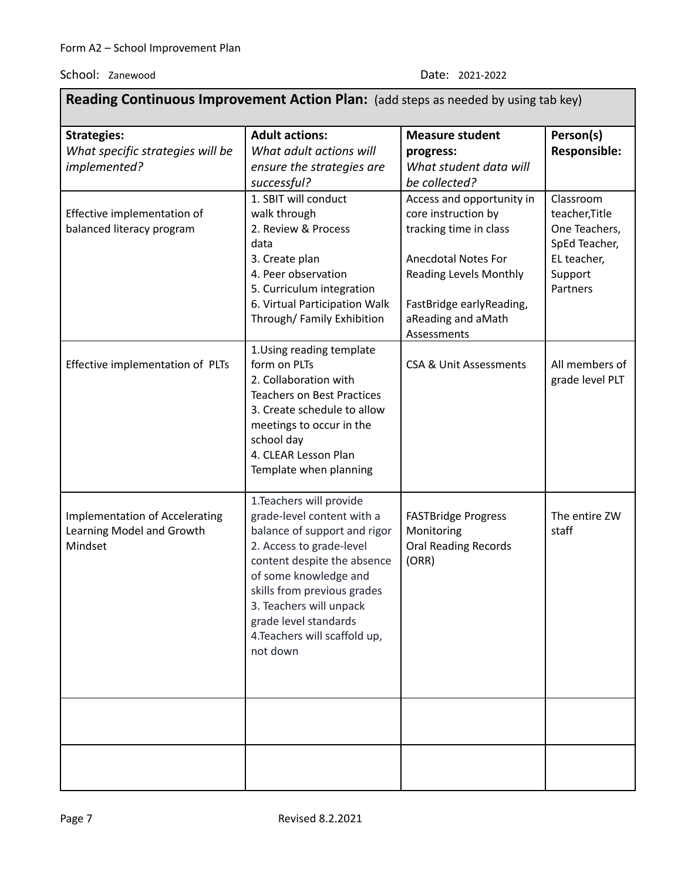Form A2 – School Improvement Plan

School: Zanewood

Date: 2021-2022

**Reading Continuous Improvement Action Plan:** (add steps as needed by using tab key)

| **Strategies:** *What specific strategies will be implemented?* | **Adult actions:** *What adult actions will ensure the strategies are successful?* | **Measure student progress:** *What student data will be collected?* | **Person(s) Responsible:** |
|---|---|---|---|
| Effective implementation of balanced literacy program | 1. SBIT will conduct walk through<br>2. Review & Process data<br>3. Create plan<br>4. Peer observation<br>5. Curriculum integration<br>6. Virtual Participation Walk Through/ Family Exhibition | Access and opportunity in core instruction by tracking time in class<br><br>Anecdotal Notes For Reading Levels Monthly<br><br>FastBridge earlyReading, aReading and aMath Assessments | Classroom teacher,Title One Teachers, SpEd Teacher, EL teacher, Support Partners |
| Effective implementation of PLTs | 1.Using reading template form on PLTs<br>2. Collaboration with Teachers on Best Practices<br>3. Create schedule to allow meetings to occur in the school day<br>4. CLEAR Lesson Plan Template when planning | CSA & Unit Assessments | All members of grade level PLT |
| Implementation of Accelerating Learning Model and Growth Mindset | 1.Teachers will provide grade-level content with a balance of support and rigor<br>2. Access to grade-level content despite the absence of some knowledge and skills from previous grades<br>3. Teachers will unpack grade level standards<br>4.Teachers will scaffold up, not down | FASTBridge Progress Monitoring<br>Oral Reading Records (ORR) | The entire ZW staff |
| | | | |
| | | | |

Revised 8.2.2021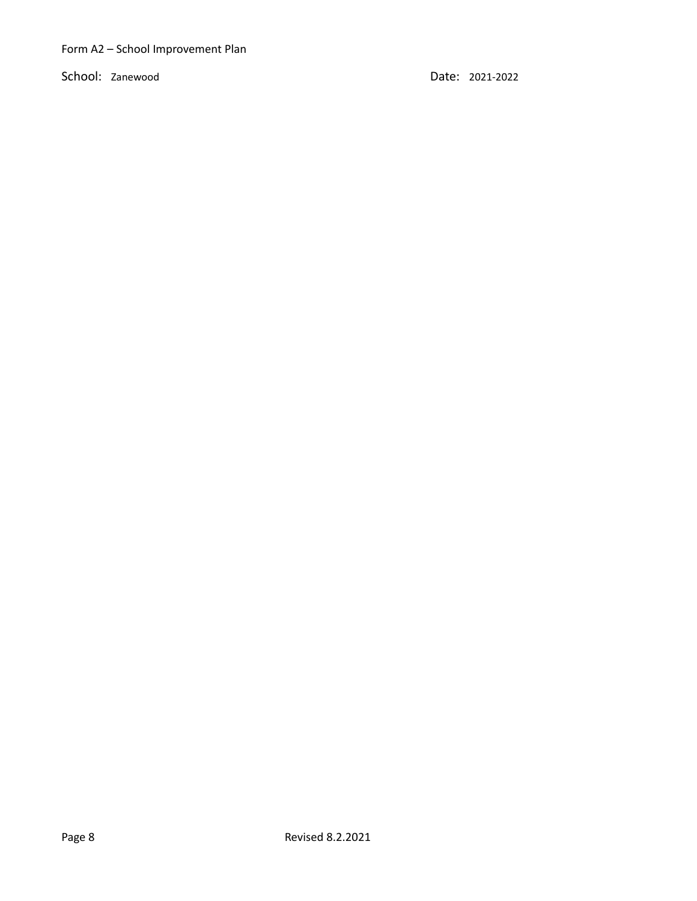Form A2 – School Improvement Plan

School: Zanewood

Date: 2021-2022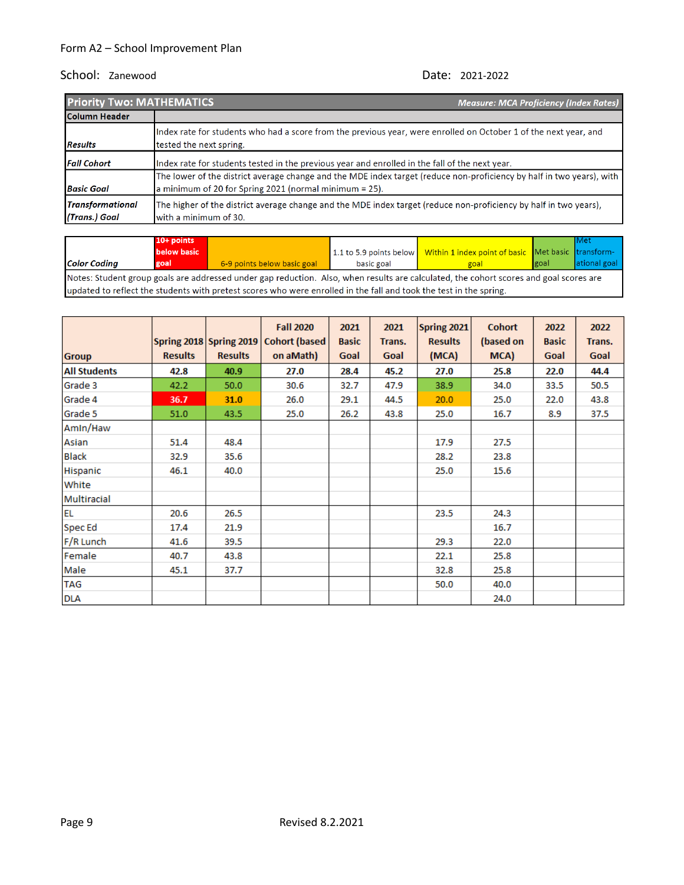Form A2 – School Improvement Plan

School: Zanewood

Date: 2021-2022

| Priority Two: MATHEMATICS | *Measure: MCA Proficiency (Index Rates)* |
|---|---|
| **Column Header** | |
| ***Results*** | Index rate for students who had a score from the previous year, were enrolled on October 1 of the next year, and tested the next spring. |
| ***Fall Cohort*** | Index rate for students tested in the previous year and enrolled in the fall of the next year. |
| ***Basic Goal*** | The lower of the district average change and the MDE index target (reduce non-proficiency by half in two years), with a minimum of 20 for Spring 2021 (normal minimum = 25). |
| ***Transformational (Trans.) Goal*** | The higher of the district average change and the MDE index target (reduce non-proficiency by half in two years), with a minimum of 30. |

| *Color Coding* | 10+ points below basic goal | 6-9 points below basic goal | 1.1 to 5.9 points below basic goal | Within 1 index point of basic goal | Met basic goal | Met transformational goal |
|---|---|---|---|---|---|---|

Notes: Student group goals are addressed under gap reduction. Also, when results are calculated, the cohort scores and goal scores are updated to reflect the students with pretest scores who were enrolled in the fall and took the test in the spring.

| Group | Spring 2018 Results | Spring 2019 Results | Fall 2020 Cohort (based on aMath) | 2021 Basic Goal | 2021 Trans. Goal | Spring 2021 Results (MCA) | Cohort (based on MCA) | 2022 Basic Goal | 2022 Trans. Goal |
|---|---|---|---|---|---|---|---|---|---|
| **All Students** | **42.8** | **40.9** | **27.0** | **28.4** | **45.2** | **27.0** | **25.8** | **22.0** | **44.4** |
| Grade 3 | 42.2 | 50.0 | 30.6 | 32.7 | 47.9 | 38.9 | 34.0 | 33.5 | 50.5 |
| Grade 4 | 36.7 | 31.0 | 26.0 | 29.1 | 44.5 | 20.0 | 25.0 | 22.0 | 43.8 |
| Grade 5 | 51.0 | 43.5 | 25.0 | 26.2 | 43.8 | 25.0 | 16.7 | 8.9 | 37.5 |
| AmIn/Haw | | | | | | | | | |
| Asian | 51.4 | 48.4 | | | | 17.9 | 27.5 | | |
| Black | 32.9 | 35.6 | | | | 28.2 | 23.8 | | |
| Hispanic | 46.1 | 40.0 | | | | 25.0 | 15.6 | | |
| White | | | | | | | | | |
| Multiracial | | | | | | | | | |
| EL | 20.6 | 26.5 | | | | 23.5 | 24.3 | | |
| Spec Ed | 17.4 | 21.9 | | | | | 16.7 | | |
| F/R Lunch | 41.6 | 39.5 | | | | 29.3 | 22.0 | | |
| Female | 40.7 | 43.8 | | | | 22.1 | 25.8 | | |
| Male | 45.1 | 37.7 | | | | 32.8 | 25.8 | | |
| TAG | | | | | | 50.0 | 40.0 | | |
| DLA | | | | | | | 24.0 | | |

Revised 8.2.2021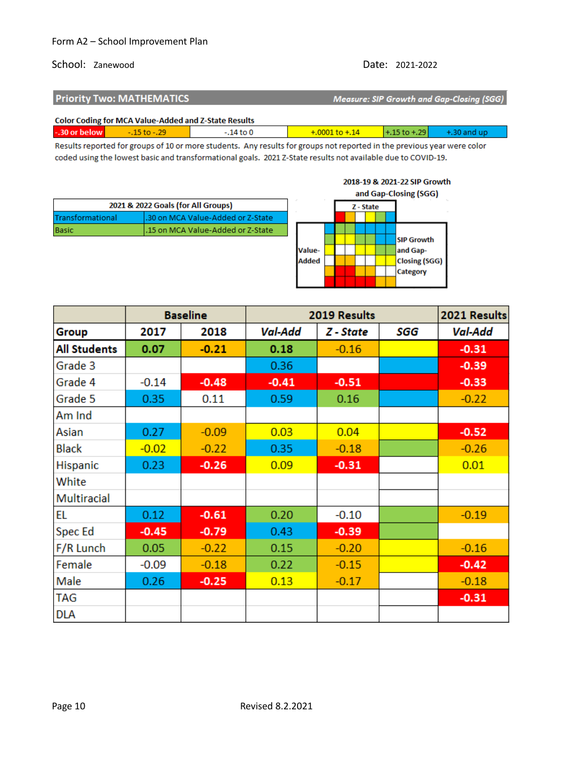Form A2 – School Improvement Plan

School: Zanewood

Date: 2021-2022

## Priority Two: MATHEMATICS

*Measure: SIP Growth and Gap-Closing (SGG)*

**Color Coding for MCA Value-Added and Z-State Results**

| -.30 or below | -.15 to -.29 | -.14 to 0 | +.0001 to +.14 | +.15 to +.29 | +.30 and up |
|---|---|---|---|---|---|

Results reported for groups of 10 or more students. Any results for groups not reported in the previous year were color coded using the lowest basic and transformational goals. 2021 Z-State results not available due to COVID-19.

| 2021 & 2022 Goals (for All Groups) | |
|---|---|
| Transformational | .30 on MCA Value-Added or Z-State |
| Basic | .15 on MCA Value-Added or Z-State |

**2018-19 & 2021-22 SIP Growth and Gap-Closing (SGG)**

Z - State

Value-Added

SIP Growth and Gap-Closing (SGG) Category

| | Baseline | | 2019 Results | | | 2021 Results |
|---|---|---|---|---|---|---|
| **Group** | **2017** | **2018** | ***Val-Add*** | ***Z - State*** | ***SGG*** | ***Val-Add*** |
| **All Students** | **0.07** | **-0.21** | **0.18** | -0.16 | | **-0.31** |
| Grade 3 | | | 0.36 | | | **-0.39** |
| Grade 4 | -0.14 | **-0.48** | **-0.41** | **-0.51** | | **-0.33** |
| Grade 5 | 0.35 | 0.11 | 0.59 | 0.16 | | -0.22 |
| Am Ind | | | | | | |
| Asian | 0.27 | -0.09 | 0.03 | 0.04 | | **-0.52** |
| Black | -0.02 | -0.22 | 0.35 | -0.18 | | -0.26 |
| Hispanic | 0.23 | **-0.26** | 0.09 | **-0.31** | | 0.01 |
| White | | | | | | |
| Multiracial | | | | | | |
| EL | 0.12 | **-0.61** | 0.20 | -0.10 | | -0.19 |
| Spec Ed | **-0.45** | **-0.79** | 0.43 | **-0.39** | | |
| F/R Lunch | 0.05 | -0.22 | 0.15 | -0.20 | | -0.16 |
| Female | -0.09 | -0.18 | 0.22 | -0.15 | | **-0.42** |
| Male | 0.26 | **-0.25** | 0.13 | -0.17 | | -0.18 |
| TAG | | | | | | **-0.31** |
| DLA | | | | | | |

Revised 8.2.2021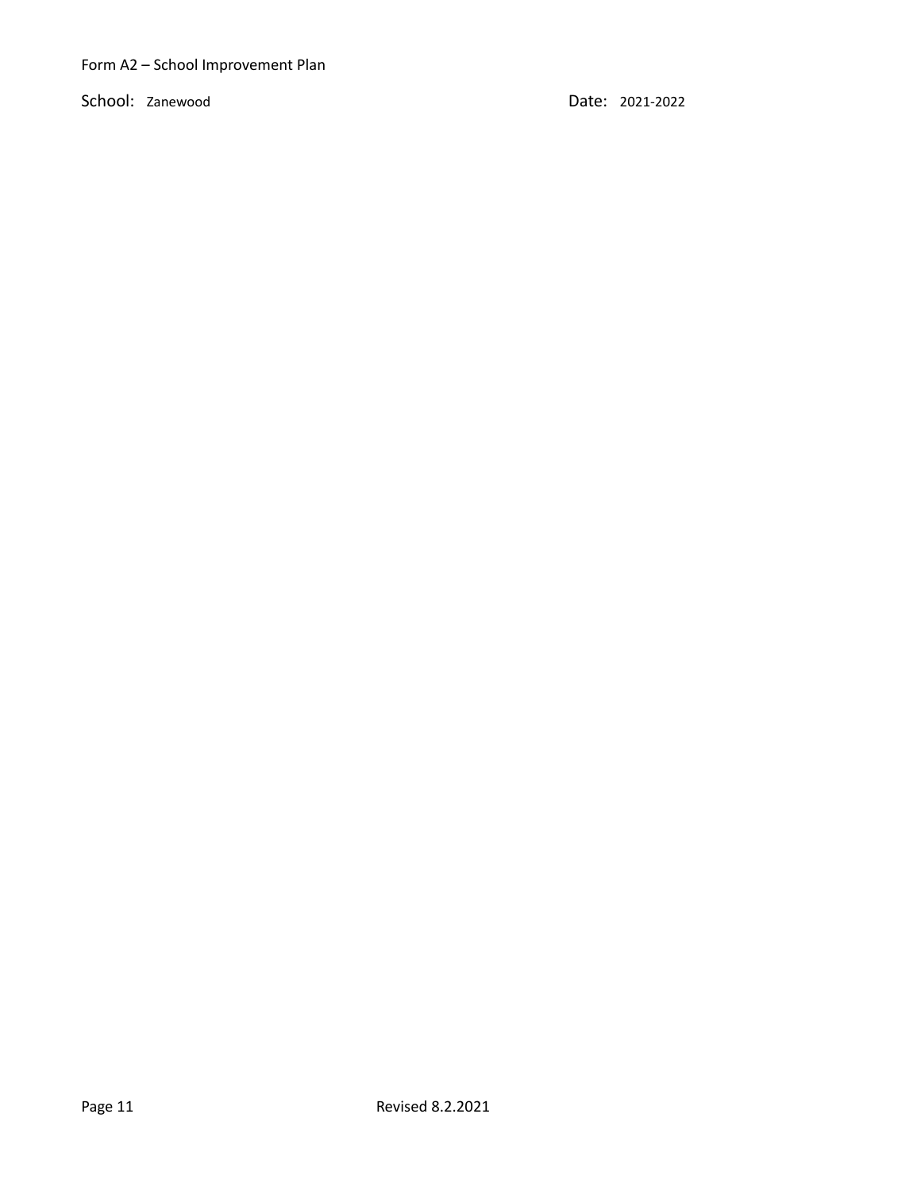Form A2 – School Improvement Plan

School: Zanewood

Date: 2021-2022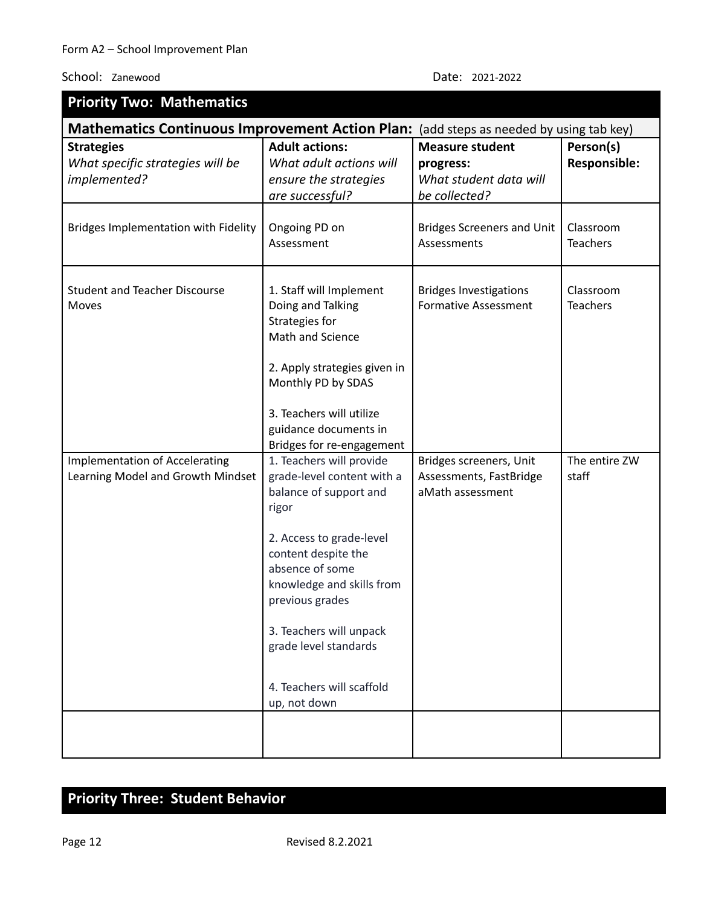Form A2 – School Improvement Plan

School: Zanewood Date: 2021-2022

## Priority Two: Mathematics

**Mathematics Continuous Improvement Action Plan:** (add steps as needed by using tab key)

| **Strategies** *What specific strategies will be implemented?* | **Adult actions:** *What adult actions will ensure the strategies are successful?* | **Measure student progress:** *What student data will be collected?* | **Person(s) Responsible:** |
|---|---|---|---|
| Bridges Implementation with Fidelity | Ongoing PD on Assessment | Bridges Screeners and Unit Assessments | Classroom Teachers |
| Student and Teacher Discourse Moves | 1. Staff will Implement Doing and Talking Strategies for Math and Science<br><br>2. Apply strategies given in Monthly PD by SDAS<br><br>3. Teachers will utilize guidance documents in Bridges for re-engagement | Bridges Investigations Formative Assessment | Classroom Teachers |
| Implementation of Accelerating Learning Model and Growth Mindset | 1. Teachers will provide grade-level content with a balance of support and rigor<br><br>2. Access to grade-level content despite the absence of some knowledge and skills from previous grades<br><br>3. Teachers will unpack grade level standards<br><br>4. Teachers will scaffold up, not down | Bridges screeners, Unit Assessments, FastBridge aMath assessment | The entire ZW staff |
| | | | |

## Priority Three: Student Behavior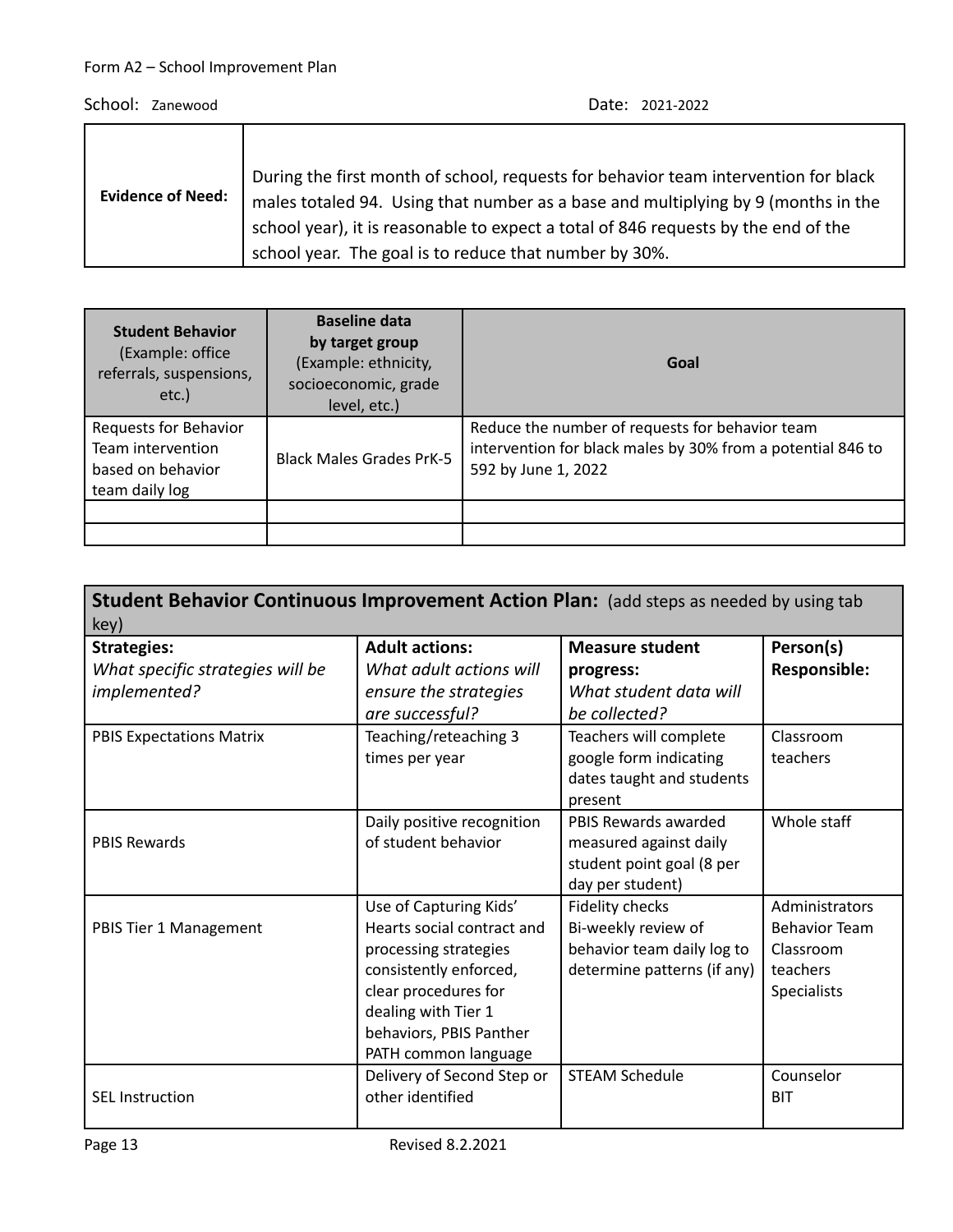Form A2 – School Improvement Plan

School: Zanewood Date: 2021-2022

| **Evidence of Need:** | During the first month of school, requests for behavior team intervention for black males totaled 94. Using that number as a base and multiplying by 9 (months in the school year), it is reasonable to expect a total of 846 requests by the end of the school year. The goal is to reduce that number by 30%. |
|---|---|

| **Student Behavior** (Example: office referrals, suspensions, etc.) | **Baseline data by target group** (Example: ethnicity, socioeconomic, grade level, etc.) | **Goal** |
|---|---|---|
| Requests for Behavior Team intervention based on behavior team daily log | Black Males Grades PrK-5 | Reduce the number of requests for behavior team intervention for black males by 30% from a potential 846 to 592 by June 1, 2022 |
| | | |
| | | |

**Student Behavior Continuous Improvement Action Plan:** (add steps as needed by using tab key)

| **Strategies:** *What specific strategies will be implemented?* | **Adult actions:** *What adult actions will ensure the strategies are successful?* | **Measure student progress:** *What student data will be collected?* | **Person(s) Responsible:** |
|---|---|---|---|
| PBIS Expectations Matrix | Teaching/reteaching 3 times per year | Teachers will complete google form indicating dates taught and students present | Classroom teachers |
| PBIS Rewards | Daily positive recognition of student behavior | PBIS Rewards awarded measured against daily student point goal (8 per day per student) | Whole staff |
| PBIS Tier 1 Management | Use of Capturing Kids' Hearts social contract and processing strategies consistently enforced, clear procedures for dealing with Tier 1 behaviors, PBIS Panther PATH common language | Fidelity checks<br>Bi-weekly review of behavior team daily log to determine patterns (if any) | Administrators<br>Behavior Team<br>Classroom teachers<br>Specialists |
| SEL Instruction | Delivery of Second Step or other identified | STEAM Schedule | Counselor<br>BIT |

Revised 8.2.2021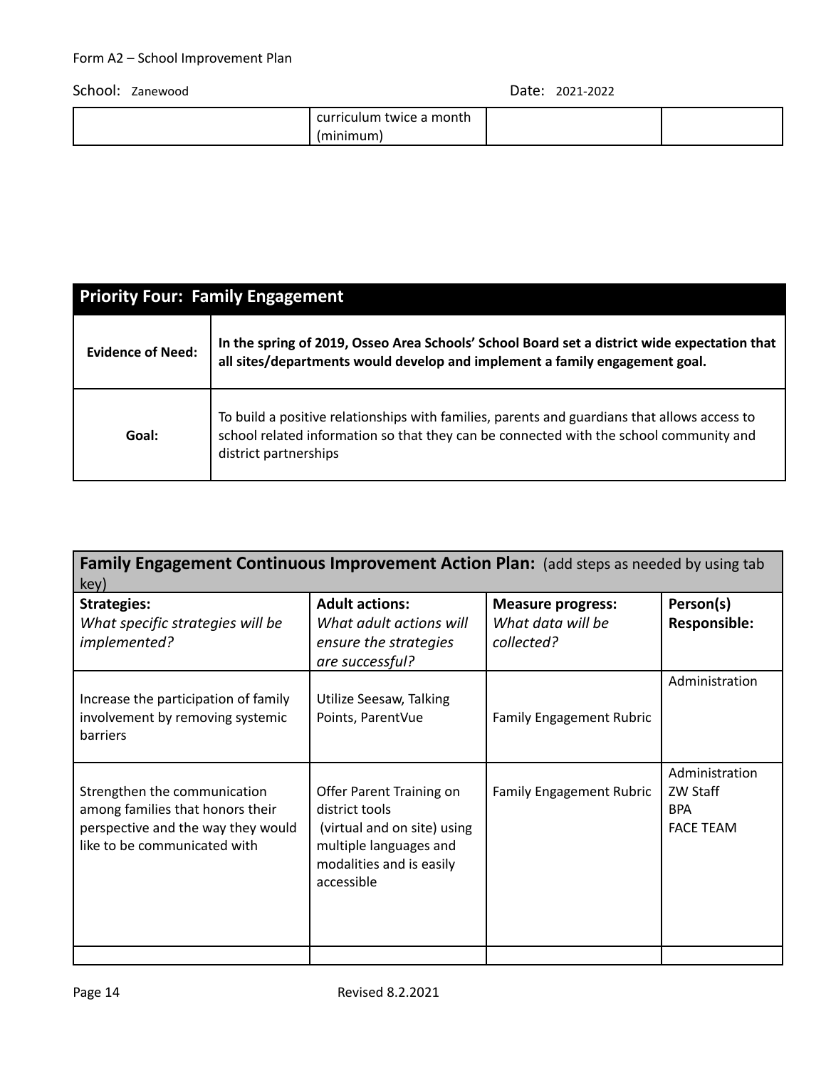| | curriculum twice a month (minimum) | | |
|---|---|---|---|

| **Priority Four: Family Engagement** | |
|---|---|
| **Evidence of Need:** | **In the spring of 2019, Osseo Area Schools' School Board set a district wide expectation that all sites/departments would develop and implement a family engagement goal.** |
| **Goal:** | To build a positive relationships with families, parents and guardians that allows access to school related information so that they can be connected with the school community and district partnerships |

**Family Engagement Continuous Improvement Action Plan:** (add steps as needed by using tab key)

| **Strategies:** *What specific strategies will be implemented?* | **Adult actions:** *What adult actions will ensure the strategies are successful?* | **Measure progress:** *What data will be collected?* | **Person(s) Responsible:** |
|---|---|---|---|
| Increase the participation of family involvement by removing systemic barriers | Utilize Seesaw, Talking Points, ParentVue | Family Engagement Rubric | Administration |
| Strengthen the communication among families that honors their perspective and the way they would like to be communicated with | Offer Parent Training on district tools (virtual and on site) using multiple languages and modalities and is easily accessible | Family Engagement Rubric | Administration<br>ZW Staff<br>BPA<br>FACE TEAM |
| | | | |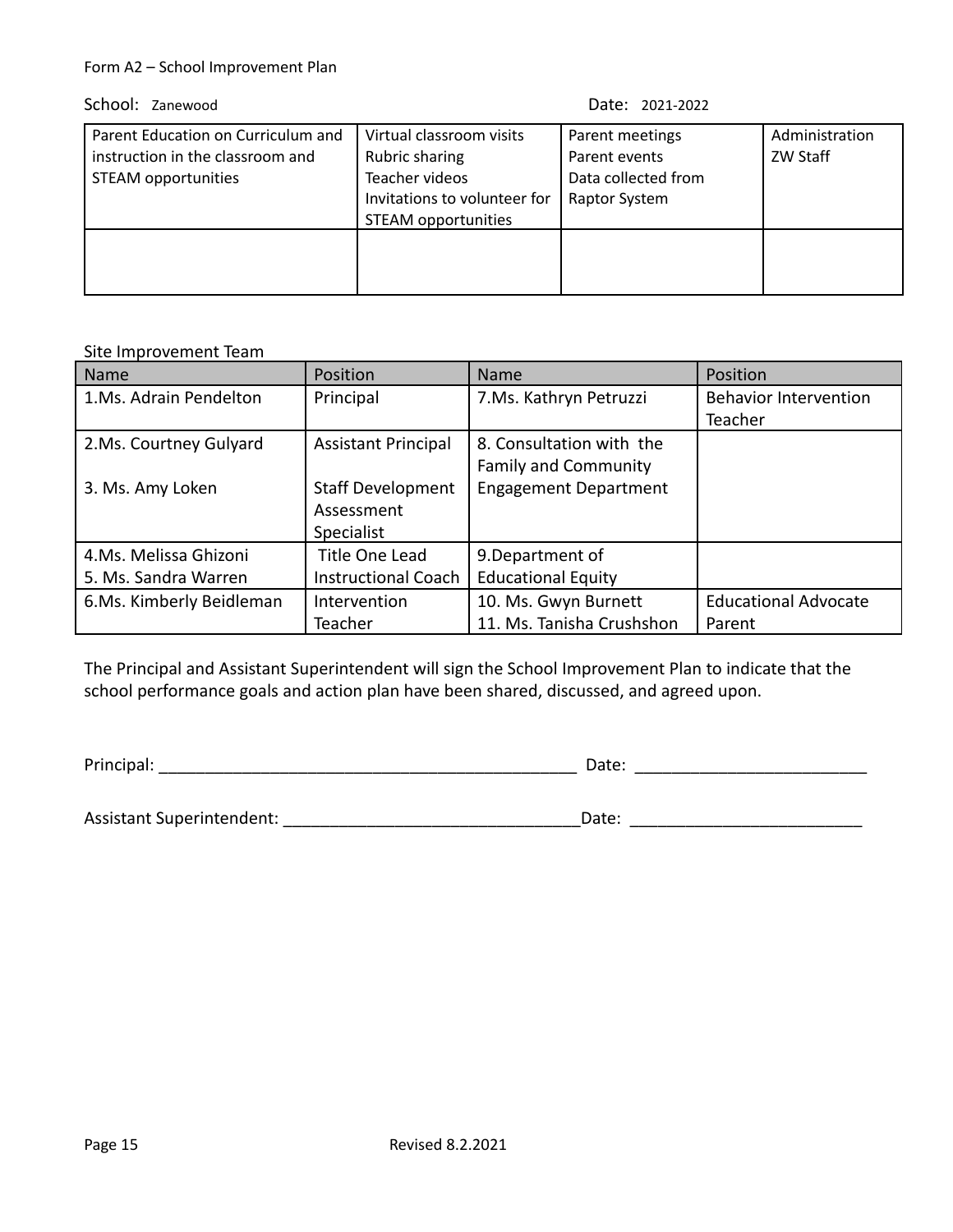Form A2 – School Improvement Plan

School: Zanewood Date: 2021-2022

| | | | |
|---|---|---|---|
| Parent Education on Curriculum and instruction in the classroom and STEAM opportunities | Virtual classroom visits<br>Rubric sharing<br>Teacher videos<br>Invitations to volunteer for STEAM opportunities | Parent meetings<br>Parent events<br>Data collected from Raptor System | Administration<br>ZW Staff |
| | | | |

Site Improvement Team

| Name | Position | Name | Position |
|---|---|---|---|
| 1.Ms. Adrain Pendelton | Principal | 7.Ms. Kathryn Petruzzi | Behavior Intervention Teacher |
| 2.Ms. Courtney Gulyard<br><br>3. Ms. Amy Loken | Assistant Principal<br><br>Staff Development Assessment Specialist | 8. Consultation with the Family and Community Engagement Department | |
| 4.Ms. Melissa Ghizoni<br>5. Ms. Sandra Warren | Title One Lead<br>Instructional Coach | 9.Department of Educational Equity | |
| 6.Ms. Kimberly Beidleman | Intervention Teacher | 10. Ms. Gwyn Burnett<br>11. Ms. Tanisha Crushshon | Educational Advocate<br>Parent |

The Principal and Assistant Superintendent will sign the School Improvement Plan to indicate that the school performance goals and action plan have been shared, discussed, and agreed upon.

Principal: _______________________________________________ Date: _________________________

Assistant Superintendent: ________________________________Date: _________________________